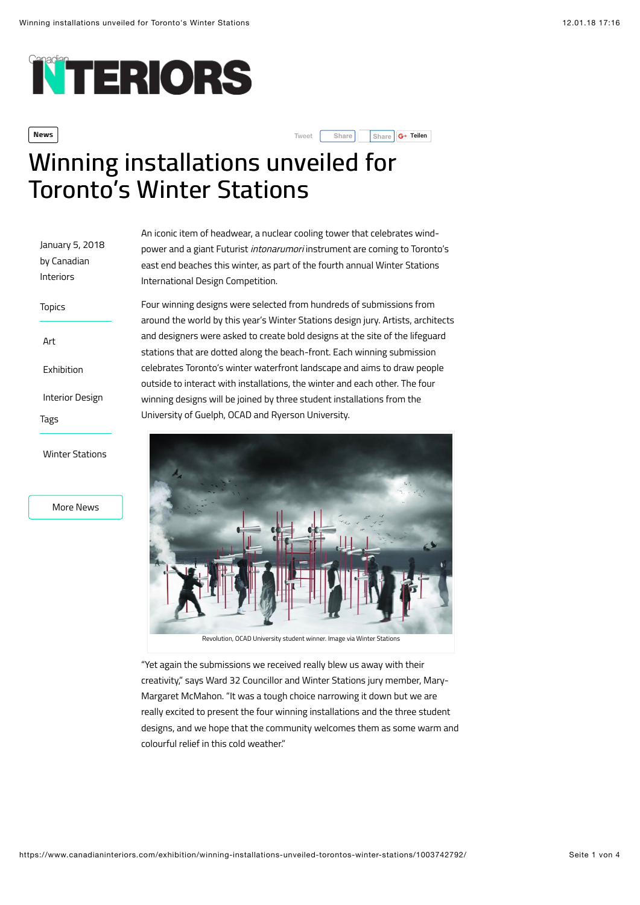Canadian INTERIORS

News

# Winning installations unveiled for Toronto's Winter Stations

January 5, 2018
by Canadian Interiors

Topics

Art

Exhibition

Interior Design

Tags

Winter Stations

More News

An iconic item of headwear, a nuclear cooling tower that celebrates wind-power and a giant Futurist *intonarumori* instrument are coming to Toronto's east end beaches this winter, as part of the fourth annual Winter Stations International Design Competition.

Four winning designs were selected from hundreds of submissions from around the world by this year's Winter Stations design jury. Artists, architects and designers were asked to create bold designs at the site of the lifeguard stations that are dotted along the beach-front. Each winning submission celebrates Toronto's winter waterfront landscape and aims to draw people outside to interact with installations, the winter and each other. The four winning designs will be joined by three student installations from the University of Guelph, OCAD and Ryerson University.

Revolution, OCAD University student winner. Image via Winter Stations

"Yet again the submissions we received really blew us away with their creativity," says Ward 32 Councillor and Winter Stations jury member, Mary-Margaret McMahon. "It was a tough choice narrowing it down but we are really excited to present the four winning installations and the three student designs, and we hope that the community welcomes them as some warm and colourful relief in this cold weather."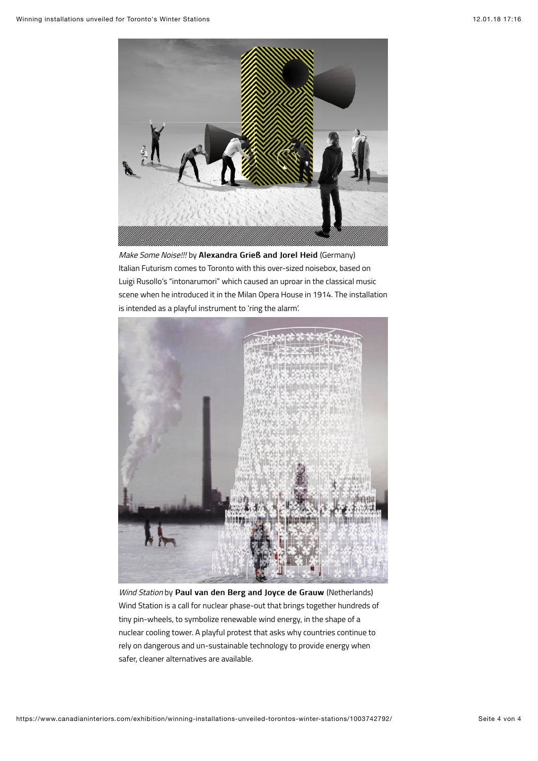*Make Some Noise!!!* by **Alexandra Grieß and Jorel Heid** (Germany)
Italian Futurism comes to Toronto with this over-sized noisebox, based on Luigi Rusollo's "intonarumori" which caused an uproar in the classical music scene when he introduced it in the Milan Opera House in 1914. The installation is intended as a playful instrument to 'ring the alarm'.

*Wind Station* by **Paul van den Berg and Joyce de Grauw** (Netherlands)
Wind Station is a call for nuclear phase-out that brings together hundreds of tiny pin-wheels, to symbolize renewable wind energy, in the shape of a nuclear cooling tower. A playful protest that asks why countries continue to rely on dangerous and un-sustainable technology to provide energy when safer, cleaner alternatives are available.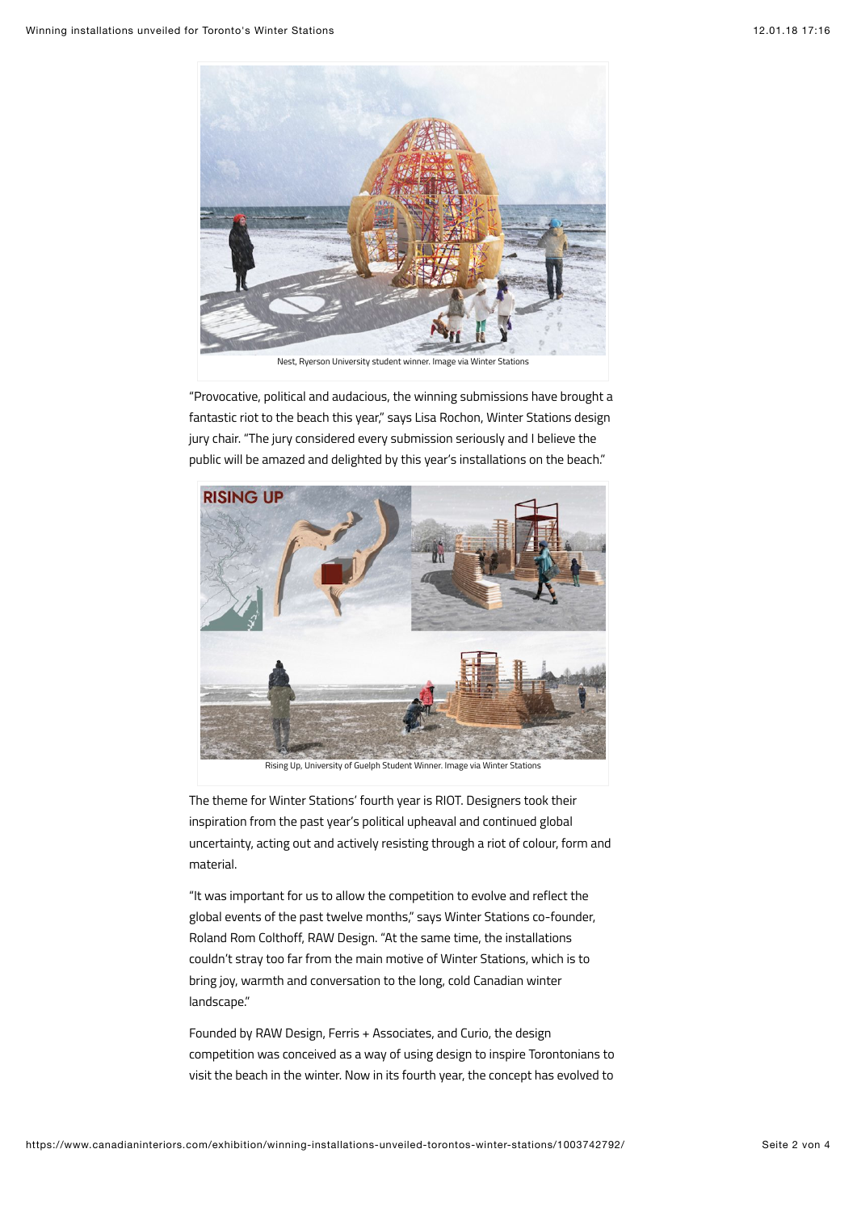Nest, Ryerson University student winner. Image via Winter Stations

"Provocative, political and audacious, the winning submissions have brought a fantastic riot to the beach this year," says Lisa Rochon, Winter Stations design jury chair. "The jury considered every submission seriously and I believe the public will be amazed and delighted by this year's installations on the beach."

Rising Up, University of Guelph Student Winner. Image via Winter Stations

The theme for Winter Stations' fourth year is RIOT. Designers took their inspiration from the past year's political upheaval and continued global uncertainty, acting out and actively resisting through a riot of colour, form and material.

"It was important for us to allow the competition to evolve and reflect the global events of the past twelve months," says Winter Stations co-founder, Roland Rom Colthoff, RAW Design. "At the same time, the installations couldn't stray too far from the main motive of Winter Stations, which is to bring joy, warmth and conversation to the long, cold Canadian winter landscape."

Founded by RAW Design, Ferris + Associates, and Curio, the design competition was conceived as a way of using design to inspire Torontonians to visit the beach in the winter. Now in its fourth year, the concept has evolved to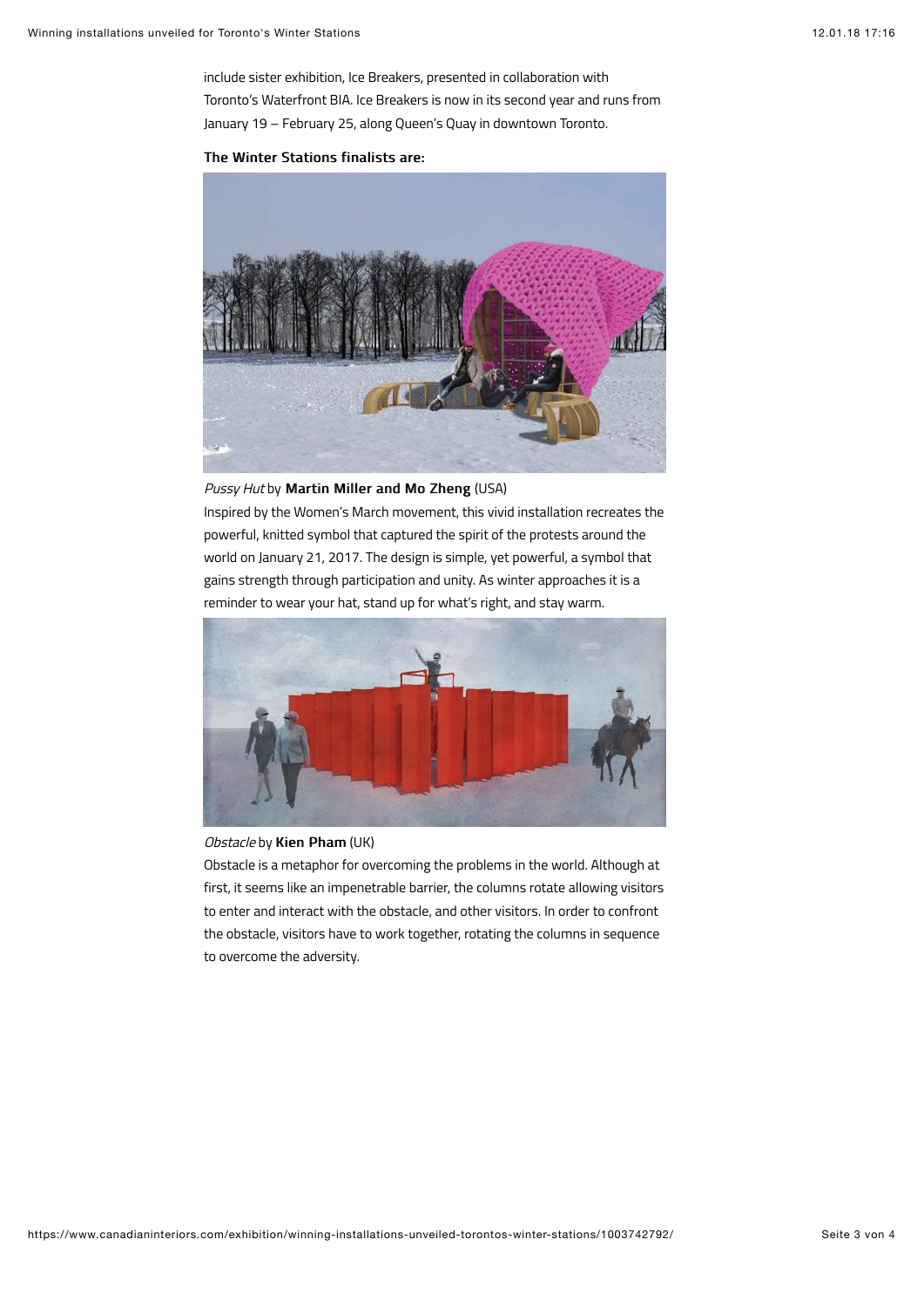include sister exhibition, Ice Breakers, presented in collaboration with Toronto's Waterfront BIA. Ice Breakers is now in its second year and runs from January 19 – February 25, along Queen's Quay in downtown Toronto.

**The Winter Stations finalists are:**

*Pussy Hut* by **Martin Miller and Mo Zheng** (USA)
Inspired by the Women's March movement, this vivid installation recreates the powerful, knitted symbol that captured the spirit of the protests around the world on January 21, 2017. The design is simple, yet powerful, a symbol that gains strength through participation and unity. As winter approaches it is a reminder to wear your hat, stand up for what's right, and stay warm.

*Obstacle* by **Kien Pham** (UK)
Obstacle is a metaphor for overcoming the problems in the world. Although at first, it seems like an impenetrable barrier, the columns rotate allowing visitors to enter and interact with the obstacle, and other visitors. In order to confront the obstacle, visitors have to work together, rotating the columns in sequence to overcome the adversity.